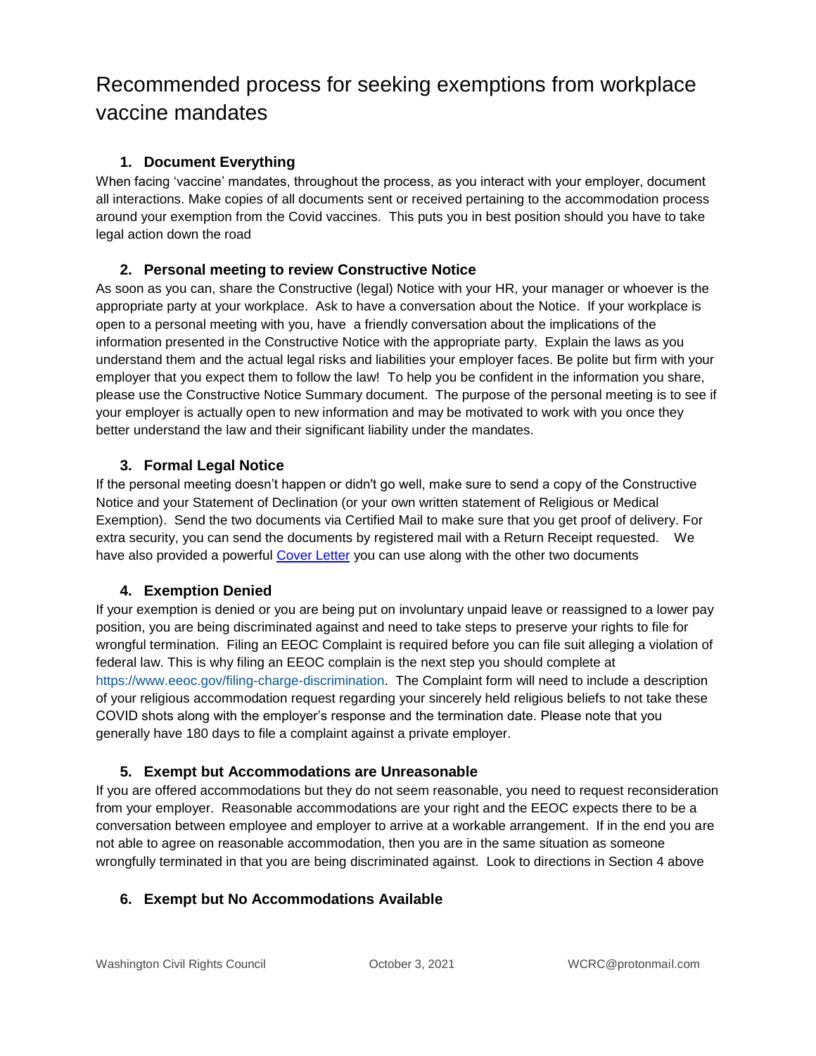# Recommended process for seeking exemptions from workplace vaccine mandates

1. **Document Everything**

When facing 'vaccine' mandates, throughout the process, as you interact with your employer, document all interactions. Make copies of all documents sent or received pertaining to the accommodation process around your exemption from the Covid vaccines. This puts you in best position should you have to take legal action down the road

2. **Personal meeting to review Constructive Notice**

As soon as you can, share the Constructive (legal) Notice with your HR, your manager or whoever is the appropriate party at your workplace. Ask to have a conversation about the Notice. If your workplace is open to a personal meeting with you, have a friendly conversation about the implications of the information presented in the Constructive Notice with the appropriate party. Explain the laws as you understand them and the actual legal risks and liabilities your employer faces. Be polite but firm with your employer that you expect them to follow the law! To help you be confident in the information you share, please use the Constructive Notice Summary document. The purpose of the personal meeting is to see if your employer is actually open to new information and may be motivated to work with you once they better understand the law and their significant liability under the mandates.

3. **Formal Legal Notice**

If the personal meeting doesn't happen or didn't go well, make sure to send a copy of the Constructive Notice and your Statement of Declination (or your own written statement of Religious or Medical Exemption). Send the two documents via Certified Mail to make sure that you get proof of delivery. For extra security, you can send the documents by registered mail with a Return Receipt requested. We have also provided a powerful Cover Letter you can use along with the other two documents

4. **Exemption Denied**

If your exemption is denied or you are being put on involuntary unpaid leave or reassigned to a lower pay position, you are being discriminated against and need to take steps to preserve your rights to file for wrongful termination. Filing an EEOC Complaint is required before you can file suit alleging a violation of federal law. This is why filing an EEOC complain is the next step you should complete at https://www.eeoc.gov/filing-charge-discrimination. The Complaint form will need to include a description of your religious accommodation request regarding your sincerely held religious beliefs to not take these COVID shots along with the employer's response and the termination date. Please note that you generally have 180 days to file a complaint against a private employer.

5. **Exempt but Accommodations are Unreasonable**

If you are offered accommodations but they do not seem reasonable, you need to request reconsideration from your employer. Reasonable accommodations are your right and the EEOC expects there to be a conversation between employee and employer to arrive at a workable arrangement. If in the end you are not able to agree on reasonable accommodation, then you are in the same situation as someone wrongfully terminated in that you are being discriminated against. Look to directions in Section 4 above

6. **Exempt but No Accommodations Available**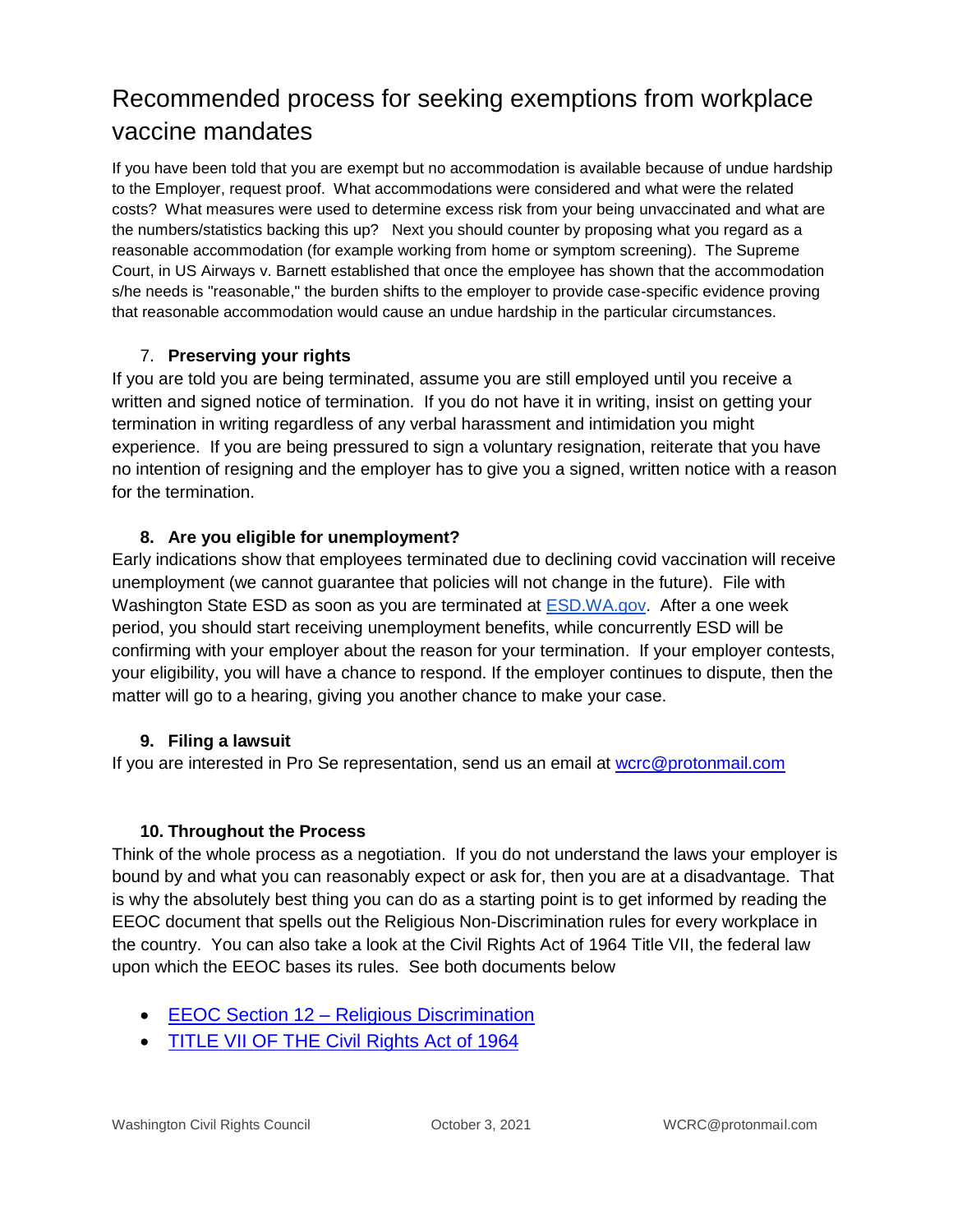# Recommended process for seeking exemptions from workplace vaccine mandates

If you have been told that you are exempt but no accommodation is available because of undue hardship to the Employer, request proof. What accommodations were considered and what were the related costs? What measures were used to determine excess risk from your being unvaccinated and what are the numbers/statistics backing this up? Next you should counter by proposing what you regard as a reasonable accommodation (for example working from home or symptom screening). The Supreme Court, in US Airways v. Barnett established that once the employee has shown that the accommodation s/he needs is "reasonable," the burden shifts to the employer to provide case-specific evidence proving that reasonable accommodation would cause an undue hardship in the particular circumstances.

7. **Preserving your rights**

If you are told you are being terminated, assume you are still employed until you receive a written and signed notice of termination. If you do not have it in writing, insist on getting your termination in writing regardless of any verbal harassment and intimidation you might experience. If you are being pressured to sign a voluntary resignation, reiterate that you have no intention of resigning and the employer has to give you a signed, written notice with a reason for the termination.

8. **Are you eligible for unemployment?**

Early indications show that employees terminated due to declining covid vaccination will receive unemployment (we cannot guarantee that policies will not change in the future). File with Washington State ESD as soon as you are terminated at [ESD.WA.gov](ESD.WA.gov). After a one week period, you should start receiving unemployment benefits, while concurrently ESD will be confirming with your employer about the reason for your termination. If your employer contests, your eligibility, you will have a chance to respond. If the employer continues to dispute, then the matter will go to a hearing, giving you another chance to make your case.

9. **Filing a lawsuit**

If you are interested in Pro Se representation, send us an email at [wcrc@protonmail.com](mailto:wcrc@protonmail.com)

10. **Throughout the Process**

Think of the whole process as a negotiation. If you do not understand the laws your employer is bound by and what you can reasonably expect or ask for, then you are at a disadvantage. That is why the absolutely best thing you can do as a starting point is to get informed by reading the EEOC document that spells out the Religious Non-Discrimination rules for every workplace in the country. You can also take a look at the Civil Rights Act of 1964 Title VII, the federal law upon which the EEOC bases its rules. See both documents below

- EEOC Section 12 – Religious Discrimination
- TITLE VII OF THE Civil Rights Act of 1964

Washington Civil Rights Council October 3, 2021 WCRC@protonmail.com